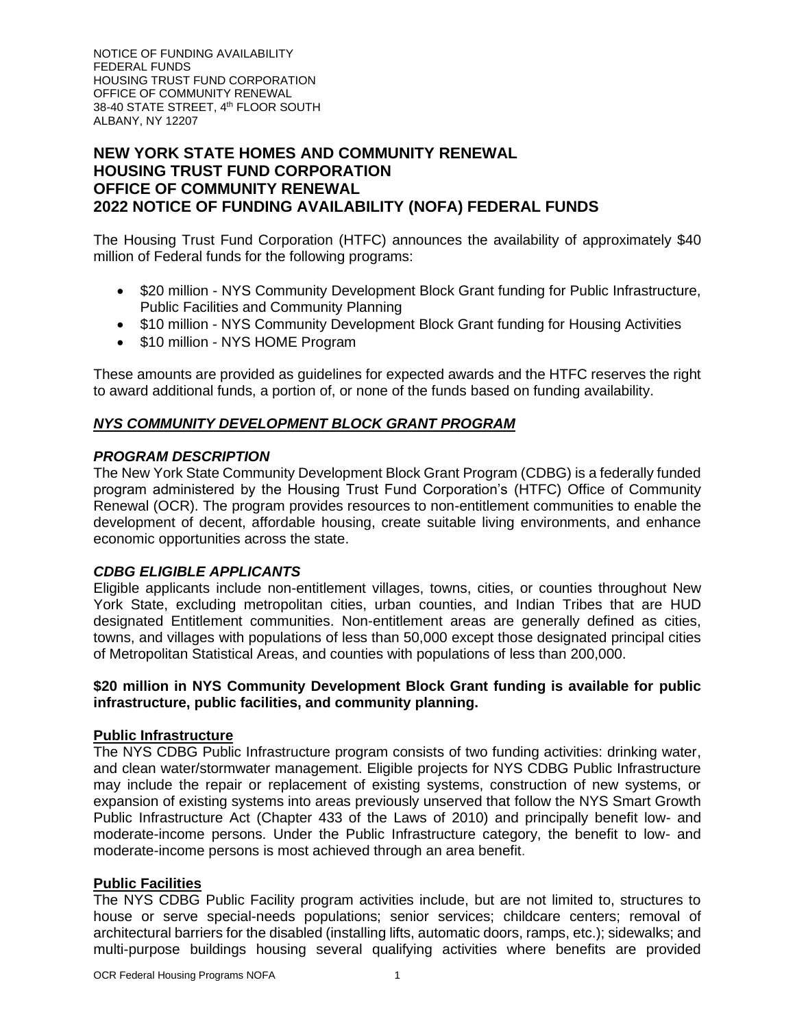NOTICE OF FUNDING AVAILABILITY
FEDERAL FUNDS
HOUSING TRUST FUND CORPORATION
OFFICE OF COMMUNITY RENEWAL
38-40 STATE STREET, 4th FLOOR SOUTH
ALBANY, NY 12207

# NEW YORK STATE HOMES AND COMMUNITY RENEWAL
# HOUSING TRUST FUND CORPORATION
# OFFICE OF COMMUNITY RENEWAL
# 2022 NOTICE OF FUNDING AVAILABILITY (NOFA) FEDERAL FUNDS

The Housing Trust Fund Corporation (HTFC) announces the availability of approximately $40 million of Federal funds for the following programs:

- $20 million - NYS Community Development Block Grant funding for Public Infrastructure, Public Facilities and Community Planning
- $10 million - NYS Community Development Block Grant funding for Housing Activities
- $10 million - NYS HOME Program

These amounts are provided as guidelines for expected awards and the HTFC reserves the right to award additional funds, a portion of, or none of the funds based on funding availability.

## ***NYS COMMUNITY DEVELOPMENT BLOCK GRANT PROGRAM***

### *PROGRAM DESCRIPTION*

The New York State Community Development Block Grant Program (CDBG) is a federally funded program administered by the Housing Trust Fund Corporation's (HTFC) Office of Community Renewal (OCR). The program provides resources to non-entitlement communities to enable the development of decent, affordable housing, create suitable living environments, and enhance economic opportunities across the state.

### *CDBG ELIGIBLE APPLICANTS*

Eligible applicants include non-entitlement villages, towns, cities, or counties throughout New York State, excluding metropolitan cities, urban counties, and Indian Tribes that are HUD designated Entitlement communities. Non-entitlement areas are generally defined as cities, towns, and villages with populations of less than 50,000 except those designated principal cities of Metropolitan Statistical Areas, and counties with populations of less than 200,000.

**$20 million in NYS Community Development Block Grant funding is available for public infrastructure, public facilities, and community planning.**

#### Public Infrastructure

The NYS CDBG Public Infrastructure program consists of two funding activities: drinking water, and clean water/stormwater management. Eligible projects for NYS CDBG Public Infrastructure may include the repair or replacement of existing systems, construction of new systems, or expansion of existing systems into areas previously unserved that follow the NYS Smart Growth Public Infrastructure Act (Chapter 433 of the Laws of 2010) and principally benefit low- and moderate-income persons. Under the Public Infrastructure category, the benefit to low- and moderate-income persons is most achieved through an area benefit.

#### Public Facilities

The NYS CDBG Public Facility program activities include, but are not limited to, structures to house or serve special-needs populations; senior services; childcare centers; removal of architectural barriers for the disabled (installing lifts, automatic doors, ramps, etc.); sidewalks; and multi-purpose buildings housing several qualifying activities where benefits are provided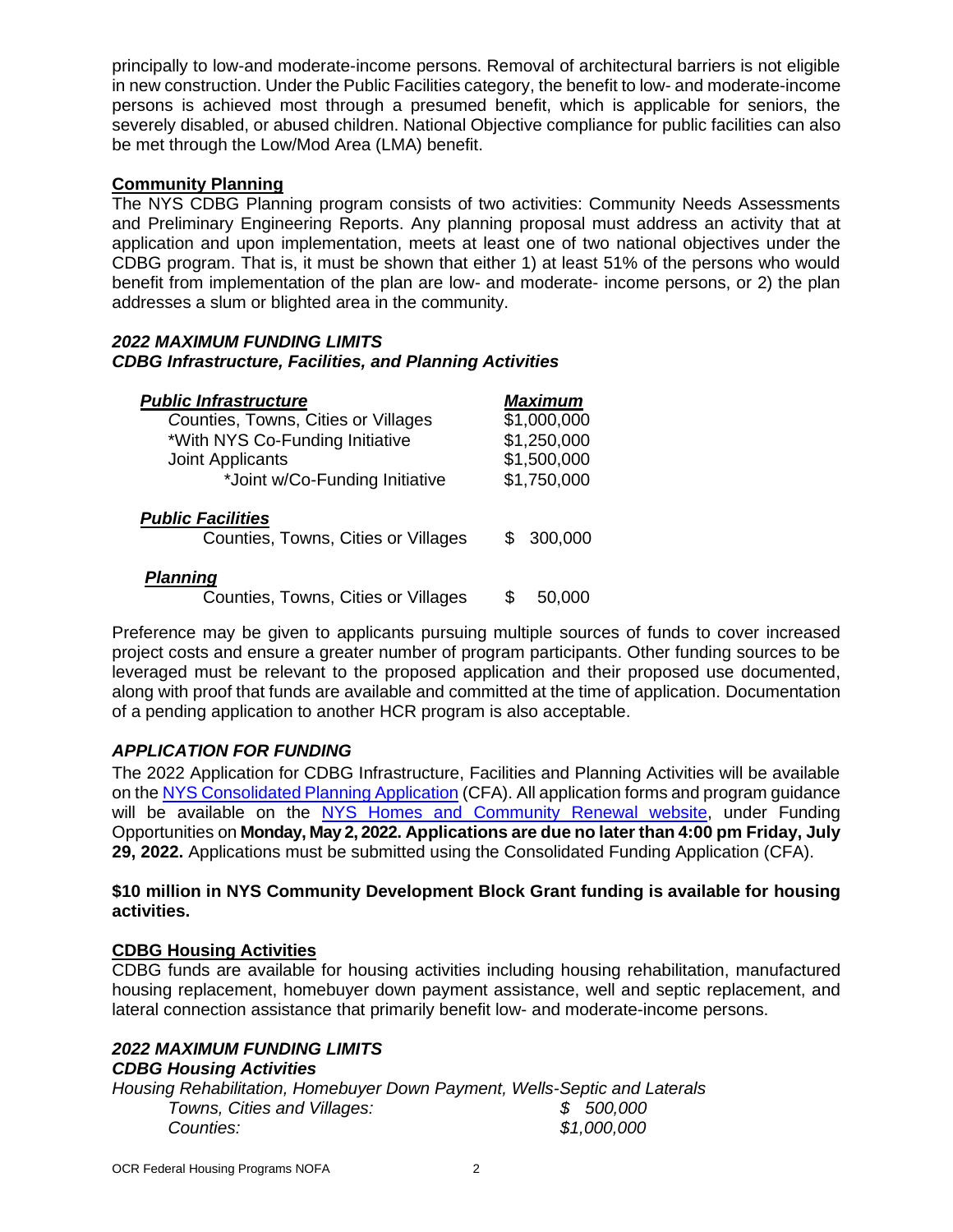principally to low-and moderate-income persons. Removal of architectural barriers is not eligible in new construction. Under the Public Facilities category, the benefit to low- and moderate-income persons is achieved most through a presumed benefit, which is applicable for seniors, the severely disabled, or abused children. National Objective compliance for public facilities can also be met through the Low/Mod Area (LMA) benefit.

**Community Planning**

The NYS CDBG Planning program consists of two activities: Community Needs Assessments and Preliminary Engineering Reports. Any planning proposal must address an activity that at application and upon implementation, meets at least one of two national objectives under the CDBG program. That is, it must be shown that either 1) at least 51% of the persons who would benefit from implementation of the plan are low- and moderate- income persons, or 2) the plan addresses a slum or blighted area in the community.

***2022 MAXIMUM FUNDING LIMITS***
***CDBG Infrastructure, Facilities, and Planning Activities***

| ***Public Infrastructure*** | ***Maximum*** |
|---|---|
| Counties, Towns, Cities or Villages | $1,000,000 |
| *With NYS Co-Funding Initiative | $1,250,000 |
| Joint Applicants | $1,500,000 |
| *Joint w/Co-Funding Initiative | $1,750,000 |
| ***Public Facilities*** | |
| Counties, Towns, Cities or Villages | $ 300,000 |
| ***Planning*** | |
| Counties, Towns, Cities or Villages | $ 50,000 |

Preference may be given to applicants pursuing multiple sources of funds to cover increased project costs and ensure a greater number of program participants. Other funding sources to be leveraged must be relevant to the proposed application and their proposed use documented, along with proof that funds are available and committed at the time of application. Documentation of a pending application to another HCR program is also acceptable.

***APPLICATION FOR FUNDING***

The 2022 Application for CDBG Infrastructure, Facilities and Planning Activities will be available on the NYS Consolidated Planning Application (CFA). All application forms and program guidance will be available on the NYS Homes and Community Renewal website, under Funding Opportunities on **Monday, May 2, 2022. Applications are due no later than 4:00 pm Friday, July 29, 2022.** Applications must be submitted using the Consolidated Funding Application (CFA).

**$10 million in NYS Community Development Block Grant funding is available for housing activities.**

**CDBG Housing Activities**

CDBG funds are available for housing activities including housing rehabilitation, manufactured housing replacement, homebuyer down payment assistance, well and septic replacement, and lateral connection assistance that primarily benefit low- and moderate-income persons.

***2022 MAXIMUM FUNDING LIMITS***
***CDBG Housing Activities***

*Housing Rehabilitation, Homebuyer Down Payment, Wells-Septic and Laterals*

| | |
|---|---|
| *Towns, Cities and Villages:* | *$ 500,000* |
| *Counties:* | *$1,000,000* |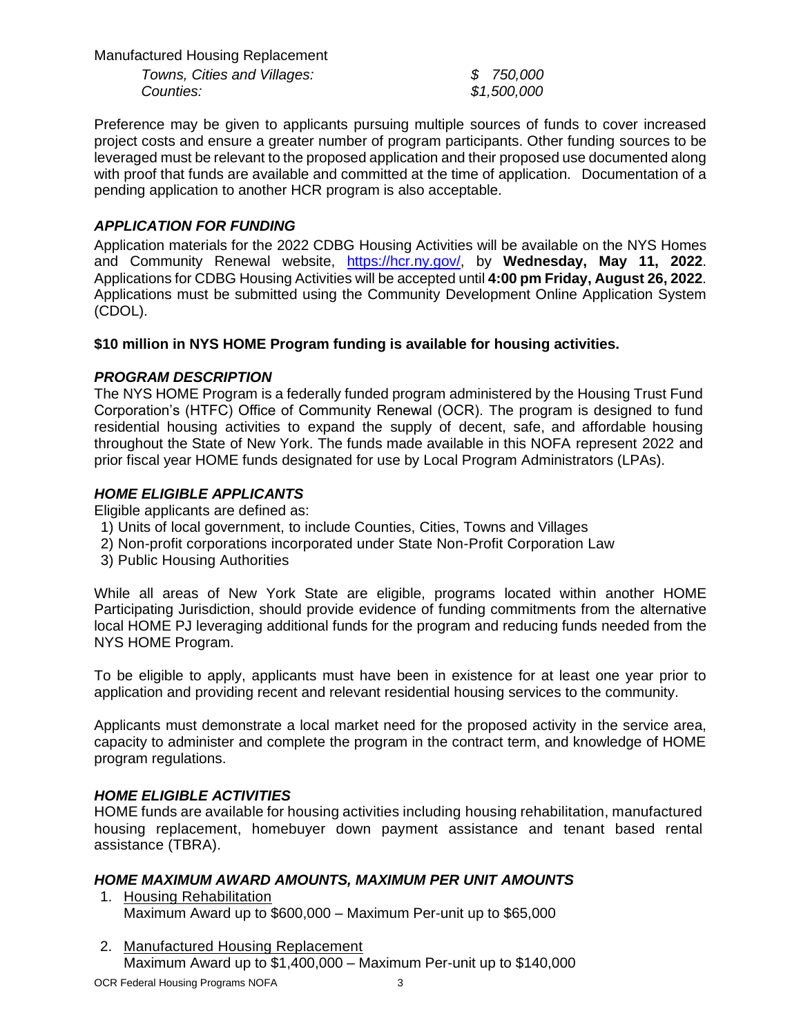Manufactured Housing Replacement

| | |
|---|---|
| *Towns, Cities and Villages:* | *$ 750,000* |
| *Counties:* | *$1,500,000* |

Preference may be given to applicants pursuing multiple sources of funds to cover increased project costs and ensure a greater number of program participants. Other funding sources to be leveraged must be relevant to the proposed application and their proposed use documented along with proof that funds are available and committed at the time of application. Documentation of a pending application to another HCR program is also acceptable.

### *APPLICATION FOR FUNDING*

Application materials for the 2022 CDBG Housing Activities will be available on the NYS Homes and Community Renewal website, [https://hcr.ny.gov/](https://hcr.ny.gov/), by **Wednesday, May 11, 2022**. Applications for CDBG Housing Activities will be accepted until **4:00 pm Friday, August 26, 2022**. Applications must be submitted using the Community Development Online Application System (CDOL).

**$10 million in NYS HOME Program funding is available for housing activities.**

### *PROGRAM DESCRIPTION*

The NYS HOME Program is a federally funded program administered by the Housing Trust Fund Corporation's (HTFC) Office of Community Renewal (OCR). The program is designed to fund residential housing activities to expand the supply of decent, safe, and affordable housing throughout the State of New York. The funds made available in this NOFA represent 2022 and prior fiscal year HOME funds designated for use by Local Program Administrators (LPAs).

### *HOME ELIGIBLE APPLICANTS*

Eligible applicants are defined as:

1) Units of local government, to include Counties, Cities, Towns and Villages
2) Non-profit corporations incorporated under State Non-Profit Corporation Law
3) Public Housing Authorities

While all areas of New York State are eligible, programs located within another HOME Participating Jurisdiction, should provide evidence of funding commitments from the alternative local HOME PJ leveraging additional funds for the program and reducing funds needed from the NYS HOME Program.

To be eligible to apply, applicants must have been in existence for at least one year prior to application and providing recent and relevant residential housing services to the community.

Applicants must demonstrate a local market need for the proposed activity in the service area, capacity to administer and complete the program in the contract term, and knowledge of HOME program regulations.

### *HOME ELIGIBLE ACTIVITIES*

HOME funds are available for housing activities including housing rehabilitation, manufactured housing replacement, homebuyer down payment assistance and tenant based rental assistance (TBRA).

### *HOME MAXIMUM AWARD AMOUNTS, MAXIMUM PER UNIT AMOUNTS*

1. Housing Rehabilitation
   Maximum Award up to $600,000 – Maximum Per-unit up to $65,000

2. Manufactured Housing Replacement
   Maximum Award up to $1,400,000 – Maximum Per-unit up to $140,000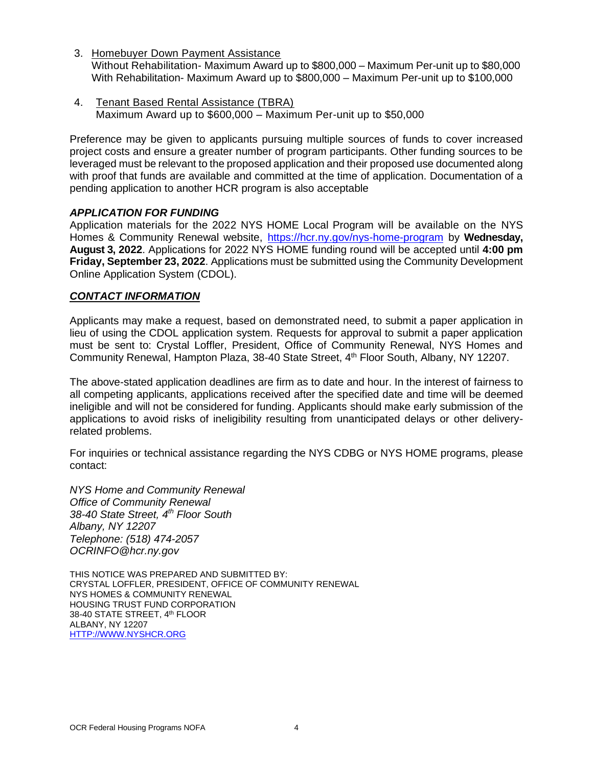3. Homebuyer Down Payment Assistance
   Without Rehabilitation- Maximum Award up to $800,000 – Maximum Per-unit up to $80,000
   With Rehabilitation- Maximum Award up to $800,000 – Maximum Per-unit up to $100,000

4. Tenant Based Rental Assistance (TBRA)
   Maximum Award up to $600,000 – Maximum Per-unit up to $50,000

Preference may be given to applicants pursuing multiple sources of funds to cover increased project costs and ensure a greater number of program participants. Other funding sources to be leveraged must be relevant to the proposed application and their proposed use documented along with proof that funds are available and committed at the time of application. Documentation of a pending application to another HCR program is also acceptable

### *APPLICATION FOR FUNDING*

Application materials for the 2022 NYS HOME Local Program will be available on the NYS Homes & Community Renewal website, https://hcr.ny.gov/nys-home-program by **Wednesday, August 3, 2022**. Applications for 2022 NYS HOME funding round will be accepted until **4:00 pm Friday, September 23, 2022**. Applications must be submitted using the Community Development Online Application System (CDOL).

### *CONTACT INFORMATION*

Applicants may make a request, based on demonstrated need, to submit a paper application in lieu of using the CDOL application system. Requests for approval to submit a paper application must be sent to: Crystal Loffler, President, Office of Community Renewal, NYS Homes and Community Renewal, Hampton Plaza, 38-40 State Street, 4th Floor South, Albany, NY 12207.

The above-stated application deadlines are firm as to date and hour. In the interest of fairness to all competing applicants, applications received after the specified date and time will be deemed ineligible and will not be considered for funding. Applicants should make early submission of the applications to avoid risks of ineligibility resulting from unanticipated delays or other delivery-related problems.

For inquiries or technical assistance regarding the NYS CDBG or NYS HOME programs, please contact:

*NYS Home and Community Renewal*
*Office of Community Renewal*
*38-40 State Street, 4th Floor South*
*Albany, NY 12207*
*Telephone: (518) 474-2057*
*OCRINFO@hcr.ny.gov*

THIS NOTICE WAS PREPARED AND SUBMITTED BY:
CRYSTAL LOFFLER, PRESIDENT, OFFICE OF COMMUNITY RENEWAL
NYS HOMES & COMMUNITY RENEWAL
HOUSING TRUST FUND CORPORATION
38-40 STATE STREET, 4th FLOOR
ALBANY, NY 12207
HTTP://WWW.NYSHCR.ORG